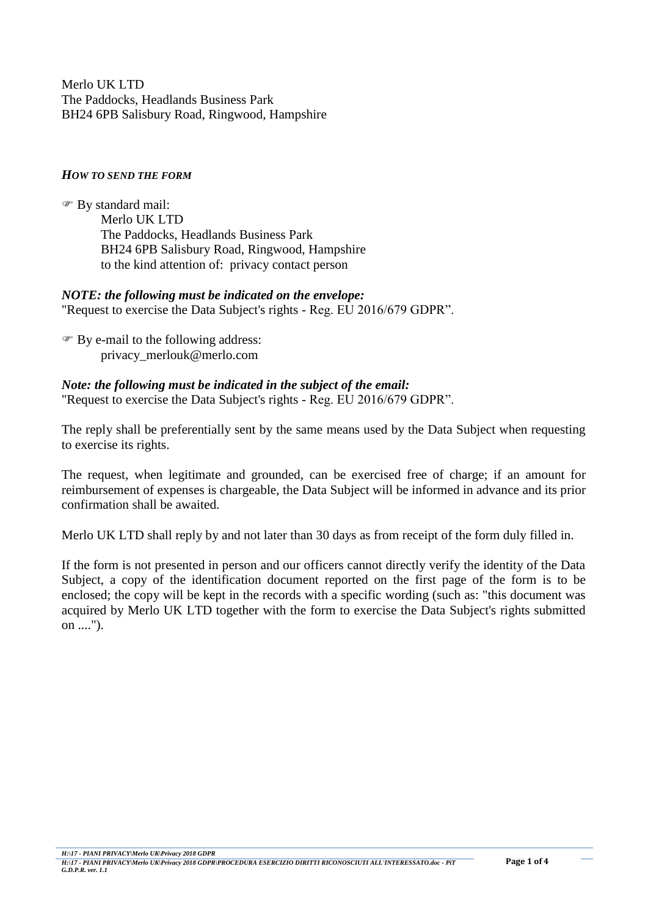Merlo UK LTD
The Paddocks, Headlands Business Park
BH24 6PB Salisbury Road, Ringwood, Hampshire

***HOW TO SEND THE FORM***

☞ By standard mail:
Merlo UK LTD
The Paddocks, Headlands Business Park
BH24 6PB Salisbury Road, Ringwood, Hampshire
to the kind attention of: privacy contact person

***NOTE: the following must be indicated on the envelope:***
"Request to exercise the Data Subject's rights - Reg. EU 2016/679 GDPR".

☞ By e-mail to the following address:
privacy_merlouk@merlo.com

***Note: the following must be indicated in the subject of the email:***
"Request to exercise the Data Subject's rights - Reg. EU 2016/679 GDPR".

The reply shall be preferentially sent by the same means used by the Data Subject when requesting to exercise its rights.

The request, when legitimate and grounded, can be exercised free of charge; if an amount for reimbursement of expenses is chargeable, the Data Subject will be informed in advance and its prior confirmation shall be awaited.

Merlo UK LTD shall reply by and not later than 30 days as from receipt of the form duly filled in.

If the form is not presented in person and our officers cannot directly verify the identity of the Data Subject, a copy of the identification document reported on the first page of the form is to be enclosed; the copy will be kept in the records with a specific wording (such as: "this document was acquired by Merlo UK LTD together with the form to exercise the Data Subject's rights submitted on ....").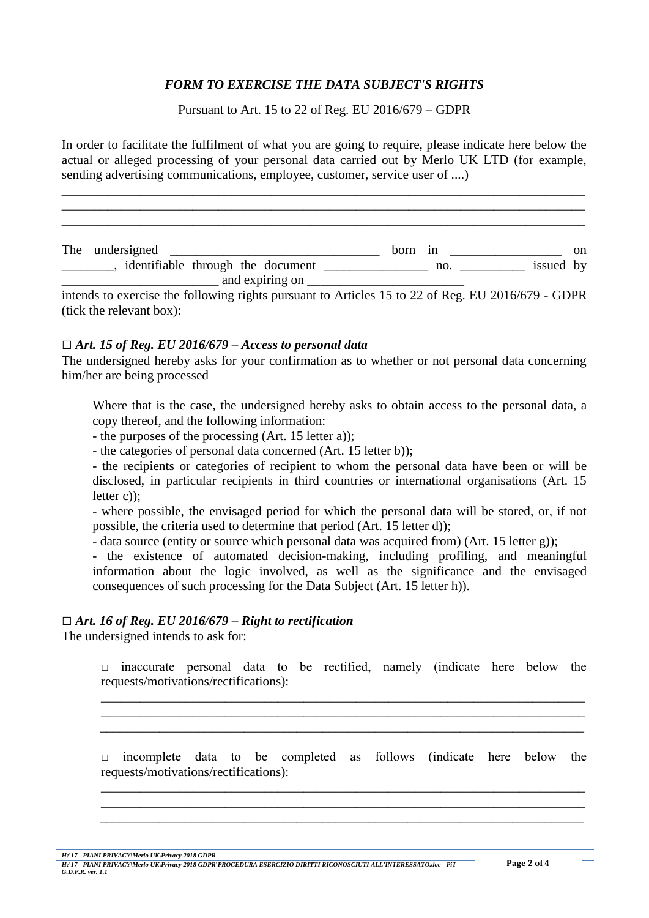*FORM TO EXERCISE THE DATA SUBJECT'S RIGHTS*

Pursuant to Art. 15 to 22 of Reg. EU 2016/679 – GDPR

In order to facilitate the fulfilment of what you are going to require, please indicate here below the actual or alleged processing of your personal data carried out by Merlo UK LTD (for example, sending advertising communications, employee, customer, service user of ....)

________________________________________________________________________________
________________________________________________________________________________
________________________________________________________________________________

The undersigned ________________________________ born in _________________ on ________, identifiable through the document ________________ no. __________ issued by ________________________ and expiring on ________________________
intends to exercise the following rights pursuant to Articles 15 to 22 of Reg. EU 2016/679 - GDPR (tick the relevant box):

**□ *Art. 15 of Reg. EU 2016/679 – Access to personal data***
The undersigned hereby asks for your confirmation as to whether or not personal data concerning him/her are being processed

Where that is the case, the undersigned hereby asks to obtain access to the personal data, a copy thereof, and the following information:
- the purposes of the processing (Art. 15 letter a));
- the categories of personal data concerned (Art. 15 letter b));
- the recipients or categories of recipient to whom the personal data have been or will be disclosed, in particular recipients in third countries or international organisations (Art. 15 letter c));
- where possible, the envisaged period for which the personal data will be stored, or, if not possible, the criteria used to determine that period (Art. 15 letter d));
- data source (entity or source which personal data was acquired from) (Art. 15 letter g));
- the existence of automated decision-making, including profiling, and meaningful information about the logic involved, as well as the significance and the envisaged consequences of such processing for the Data Subject (Art. 15 letter h)).

**□ *Art. 16 of Reg. EU 2016/679 – Right to rectification***
The undersigned intends to ask for:

□ inaccurate personal data to be rectified, namely (indicate here below the requests/motivations/rectifications):

________________________________________________________________________
________________________________________________________________________
________________________________________________________________________

□ incomplete data to be completed as follows (indicate here below the requests/motivations/rectifications):

________________________________________________________________________
________________________________________________________________________
________________________________________________________________________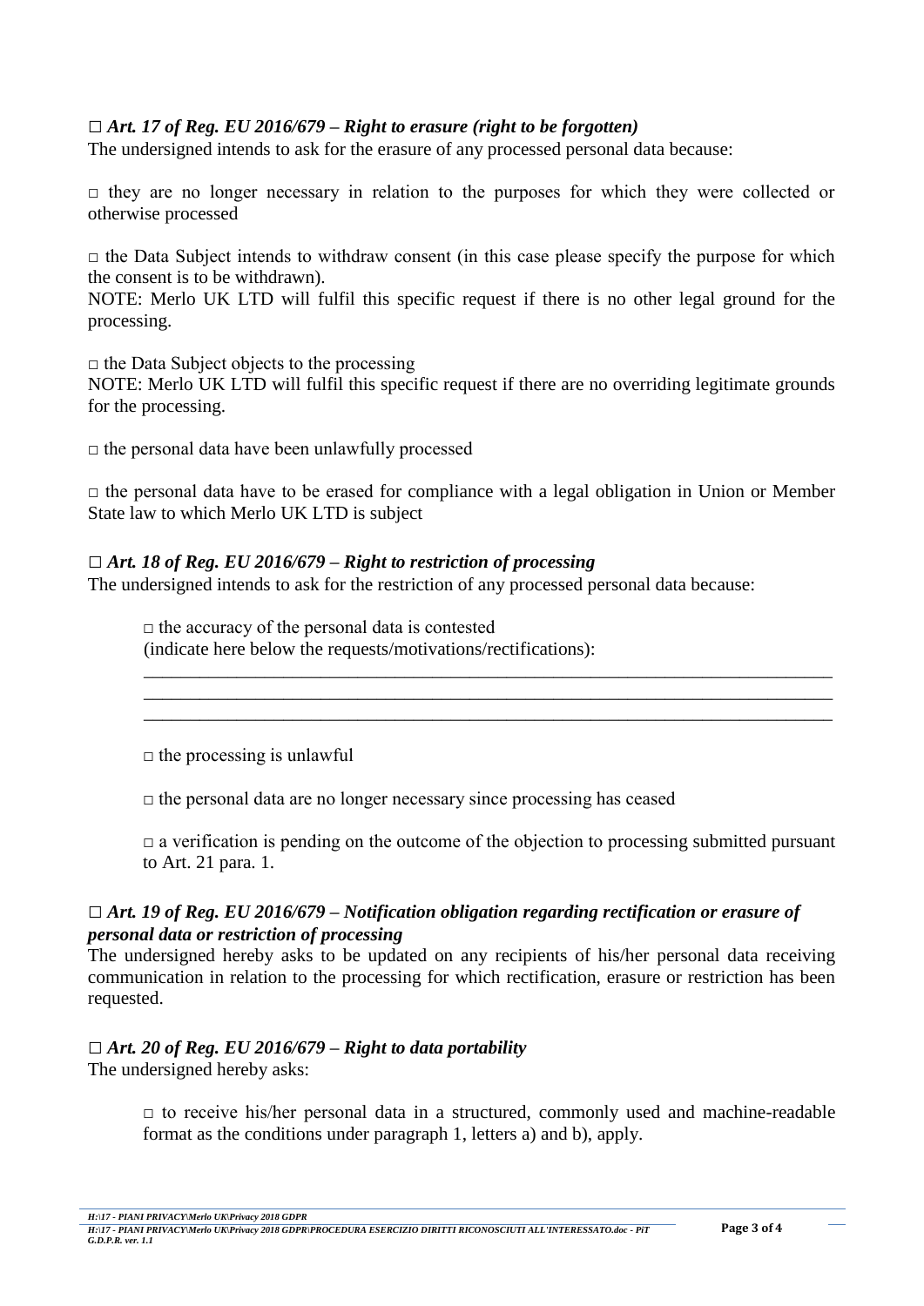□ ***Art. 17 of Reg. EU 2016/679 – Right to erasure (right to be forgotten)***

The undersigned intends to ask for the erasure of any processed personal data because:

□ they are no longer necessary in relation to the purposes for which they were collected or otherwise processed

□ the Data Subject intends to withdraw consent (in this case please specify the purpose for which the consent is to be withdrawn).
NOTE: Merlo UK LTD will fulfil this specific request if there is no other legal ground for the processing.

□ the Data Subject objects to the processing
NOTE: Merlo UK LTD will fulfil this specific request if there are no overriding legitimate grounds for the processing.

□ the personal data have been unlawfully processed

□ the personal data have to be erased for compliance with a legal obligation in Union or Member State law to which Merlo UK LTD is subject

□ ***Art. 18 of Reg. EU 2016/679 – Right to restriction of processing***

The undersigned intends to ask for the restriction of any processed personal data because:

> □ the accuracy of the personal data is contested
> (indicate here below the requests/motivations/rectifications):
> ______________________________________________________________________________
> ______________________________________________________________________________
> ______________________________________________________________________________
>
> □ the processing is unlawful
>
> □ the personal data are no longer necessary since processing has ceased
>
> □ a verification is pending on the outcome of the objection to processing submitted pursuant to Art. 21 para. 1.

□ ***Art. 19 of Reg. EU 2016/679 – Notification obligation regarding rectification or erasure of personal data or restriction of processing***

The undersigned hereby asks to be updated on any recipients of his/her personal data receiving communication in relation to the processing for which rectification, erasure or restriction has been requested.

□ ***Art. 20 of Reg. EU 2016/679 – Right to data portability***

The undersigned hereby asks:

> □ to receive his/her personal data in a structured, commonly used and machine-readable format as the conditions under paragraph 1, letters a) and b), apply.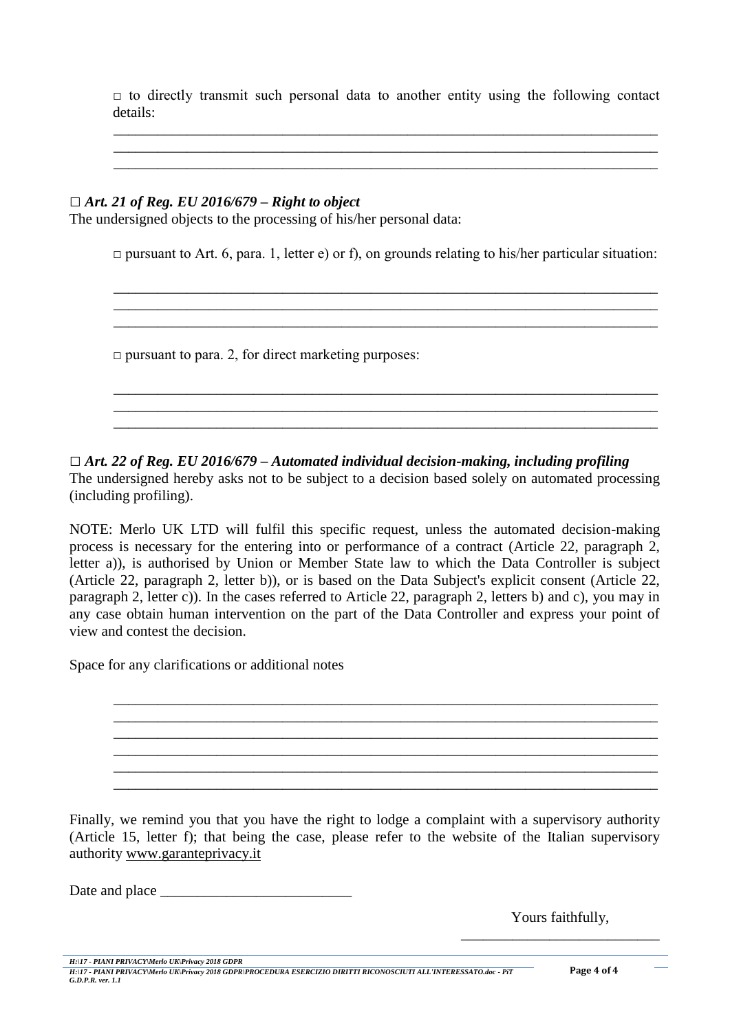□ to directly transmit such personal data to another entity using the following contact details:

\_\_\_\_\_\_\_\_\_\_\_\_\_\_\_\_\_\_\_\_\_\_\_\_\_\_\_\_\_\_\_\_\_\_\_\_\_\_\_\_\_\_\_\_\_\_\_\_\_\_\_\_\_\_\_\_\_\_\_\_\_\_\_\_\_\_\_\_\_\_
\_\_\_\_\_\_\_\_\_\_\_\_\_\_\_\_\_\_\_\_\_\_\_\_\_\_\_\_\_\_\_\_\_\_\_\_\_\_\_\_\_\_\_\_\_\_\_\_\_\_\_\_\_\_\_\_\_\_\_\_\_\_\_\_\_\_\_\_\_\_
\_\_\_\_\_\_\_\_\_\_\_\_\_\_\_\_\_\_\_\_\_\_\_\_\_\_\_\_\_\_\_\_\_\_\_\_\_\_\_\_\_\_\_\_\_\_\_\_\_\_\_\_\_\_\_\_\_\_\_\_\_\_\_\_\_\_\_\_\_\_

□ ***Art. 21 of Reg. EU 2016/679 – Right to object***

The undersigned objects to the processing of his/her personal data:

□ pursuant to Art. 6, para. 1, letter e) or f), on grounds relating to his/her particular situation:

\_\_\_\_\_\_\_\_\_\_\_\_\_\_\_\_\_\_\_\_\_\_\_\_\_\_\_\_\_\_\_\_\_\_\_\_\_\_\_\_\_\_\_\_\_\_\_\_\_\_\_\_\_\_\_\_\_\_\_\_\_\_\_\_\_\_\_\_\_\_
\_\_\_\_\_\_\_\_\_\_\_\_\_\_\_\_\_\_\_\_\_\_\_\_\_\_\_\_\_\_\_\_\_\_\_\_\_\_\_\_\_\_\_\_\_\_\_\_\_\_\_\_\_\_\_\_\_\_\_\_\_\_\_\_\_\_\_\_\_\_
\_\_\_\_\_\_\_\_\_\_\_\_\_\_\_\_\_\_\_\_\_\_\_\_\_\_\_\_\_\_\_\_\_\_\_\_\_\_\_\_\_\_\_\_\_\_\_\_\_\_\_\_\_\_\_\_\_\_\_\_\_\_\_\_\_\_\_\_\_\_

□ pursuant to para. 2, for direct marketing purposes:

\_\_\_\_\_\_\_\_\_\_\_\_\_\_\_\_\_\_\_\_\_\_\_\_\_\_\_\_\_\_\_\_\_\_\_\_\_\_\_\_\_\_\_\_\_\_\_\_\_\_\_\_\_\_\_\_\_\_\_\_\_\_\_\_\_\_\_\_\_\_
\_\_\_\_\_\_\_\_\_\_\_\_\_\_\_\_\_\_\_\_\_\_\_\_\_\_\_\_\_\_\_\_\_\_\_\_\_\_\_\_\_\_\_\_\_\_\_\_\_\_\_\_\_\_\_\_\_\_\_\_\_\_\_\_\_\_\_\_\_\_
\_\_\_\_\_\_\_\_\_\_\_\_\_\_\_\_\_\_\_\_\_\_\_\_\_\_\_\_\_\_\_\_\_\_\_\_\_\_\_\_\_\_\_\_\_\_\_\_\_\_\_\_\_\_\_\_\_\_\_\_\_\_\_\_\_\_\_\_\_\_

□ ***Art. 22 of Reg. EU 2016/679 – Automated individual decision-making, including profiling***

The undersigned hereby asks not to be subject to a decision based solely on automated processing (including profiling).

NOTE: Merlo UK LTD will fulfil this specific request, unless the automated decision-making process is necessary for the entering into or performance of a contract (Article 22, paragraph 2, letter a)), is authorised by Union or Member State law to which the Data Controller is subject (Article 22, paragraph 2, letter b)), or is based on the Data Subject's explicit consent (Article 22, paragraph 2, letter c)). In the cases referred to Article 22, paragraph 2, letters b) and c), you may in any case obtain human intervention on the part of the Data Controller and express your point of view and contest the decision.

Space for any clarifications or additional notes

\_\_\_\_\_\_\_\_\_\_\_\_\_\_\_\_\_\_\_\_\_\_\_\_\_\_\_\_\_\_\_\_\_\_\_\_\_\_\_\_\_\_\_\_\_\_\_\_\_\_\_\_\_\_\_\_\_\_\_\_\_\_\_\_\_\_\_\_\_\_
\_\_\_\_\_\_\_\_\_\_\_\_\_\_\_\_\_\_\_\_\_\_\_\_\_\_\_\_\_\_\_\_\_\_\_\_\_\_\_\_\_\_\_\_\_\_\_\_\_\_\_\_\_\_\_\_\_\_\_\_\_\_\_\_\_\_\_\_\_\_
\_\_\_\_\_\_\_\_\_\_\_\_\_\_\_\_\_\_\_\_\_\_\_\_\_\_\_\_\_\_\_\_\_\_\_\_\_\_\_\_\_\_\_\_\_\_\_\_\_\_\_\_\_\_\_\_\_\_\_\_\_\_\_\_\_\_\_\_\_\_
\_\_\_\_\_\_\_\_\_\_\_\_\_\_\_\_\_\_\_\_\_\_\_\_\_\_\_\_\_\_\_\_\_\_\_\_\_\_\_\_\_\_\_\_\_\_\_\_\_\_\_\_\_\_\_\_\_\_\_\_\_\_\_\_\_\_\_\_\_\_
\_\_\_\_\_\_\_\_\_\_\_\_\_\_\_\_\_\_\_\_\_\_\_\_\_\_\_\_\_\_\_\_\_\_\_\_\_\_\_\_\_\_\_\_\_\_\_\_\_\_\_\_\_\_\_\_\_\_\_\_\_\_\_\_\_\_\_\_\_\_
\_\_\_\_\_\_\_\_\_\_\_\_\_\_\_\_\_\_\_\_\_\_\_\_\_\_\_\_\_\_\_\_\_\_\_\_\_\_\_\_\_\_\_\_\_\_\_\_\_\_\_\_\_\_\_\_\_\_\_\_\_\_\_\_\_\_\_\_\_\_

Finally, we remind you that you have the right to lodge a complaint with a supervisory authority (Article 15, letter f); that being the case, please refer to the website of the Italian supervisory authority www.garanteprivacy.it

Date and place \_\_\_\_\_\_\_\_\_\_\_\_\_\_\_\_\_\_\_\_\_\_\_\_\_\_

Yours faithfully,

\_\_\_\_\_\_\_\_\_\_\_\_\_\_\_\_\_\_\_\_\_\_\_\_\_\_\_